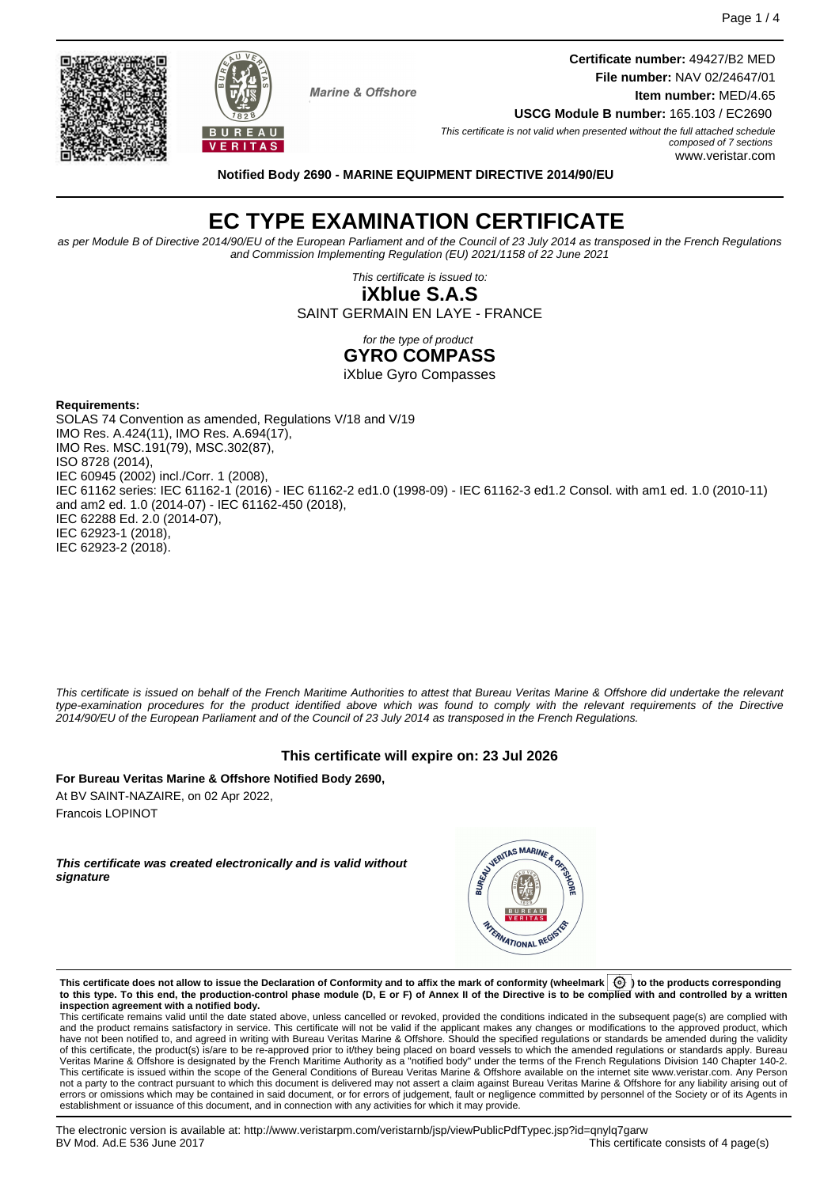Marine & Offshore

**Certificate number:** 49427/B2 MED
**File number:** NAV 02/24647/01
**Item number:** MED/4.65
**USCG Module B number:** 165.103 / EC2690

*This certificate is not valid when presented without the full attached schedule composed of 7 sections*
www.veristar.com

**Notified Body 2690 - MARINE EQUIPMENT DIRECTIVE 2014/90/EU**

# EC TYPE EXAMINATION CERTIFICATE

*as per Module B of Directive 2014/90/EU of the European Parliament and of the Council of 23 July 2014 as transposed in the French Regulations and Commission Implementing Regulation (EU) 2021/1158 of 22 June 2021*

*This certificate is issued to:*

**iXblue S.A.S**

SAINT GERMAIN EN LAYE - FRANCE

*for the type of product*

**GYRO COMPASS**

iXblue Gyro Compasses

**Requirements:**

SOLAS 74 Convention as amended, Regulations V/18 and V/19
IMO Res. A.424(11), IMO Res. A.694(17),
IMO Res. MSC.191(79), MSC.302(87),
ISO 8728 (2014),
IEC 60945 (2002) incl./Corr. 1 (2008),
IEC 61162 series: IEC 61162-1 (2016) - IEC 61162-2 ed1.0 (1998-09) - IEC 61162-3 ed1.2 Consol. with am1 ed. 1.0 (2010-11) and am2 ed. 1.0 (2014-07) - IEC 61162-450 (2018),
IEC 62288 Ed. 2.0 (2014-07),
IEC 62923-1 (2018),
IEC 62923-2 (2018).

*This certificate is issued on behalf of the French Maritime Authorities to attest that Bureau Veritas Marine & Offshore did undertake the relevant type-examination procedures for the product identified above which was found to comply with the relevant requirements of the Directive 2014/90/EU of the European Parliament and of the Council of 23 July 2014 as transposed in the French Regulations.*

**This certificate will expire on: 23 Jul 2026**

**For Bureau Veritas Marine & Offshore Notified Body 2690,**

At BV SAINT-NAZAIRE, on 02 Apr 2022,
Francois LOPINOT

***This certificate was created electronically and is valid without signature***

**This certificate does not allow to issue the Declaration of Conformity and to affix the mark of conformity (wheelmark) to the products corresponding to this type. To this end, the production-control phase module (D, E or F) of Annex II of the Directive is to be complied with and controlled by a written inspection agreement with a notified body.**

This certificate remains valid until the date stated above, unless cancelled or revoked, provided the conditions indicated in the subsequent page(s) are complied with and the product remains satisfactory in service. This certificate will not be valid if the applicant makes any changes or modifications to the approved product, which have not been notified to, and agreed in writing with Bureau Veritas Marine & Offshore. Should the specified regulations or standards be amended during the validity of this certificate, the product(s) is/are to be re-approved prior to it/they being placed on board vessels to which the amended regulations or standards apply. Bureau Veritas Marine & Offshore is designated by the French Maritime Authority as a "notified body" under the terms of the French Regulations Division 140 Chapter 140-2. This certificate is issued within the scope of the General Conditions of Bureau Veritas Marine & Offshore available on the internet site www.veristar.com. Any Person not a party to the contract pursuant to which this document is delivered may not assert a claim against Bureau Veritas Marine & Offshore for any liability arising out of errors or omissions which may be contained in said document, or for errors of judgement, fault or negligence committed by personnel of the Society or of its Agents in establishment or issuance of this document, and in connection with any activities for which it may provide.

The electronic version is available at: http://www.veristarpm.com/veristarnb/jsp/viewPublicPdfTypec.jsp?id=qnylq7garw
BV Mod. Ad.E 536 June 2017
This certificate consists of 4 page(s)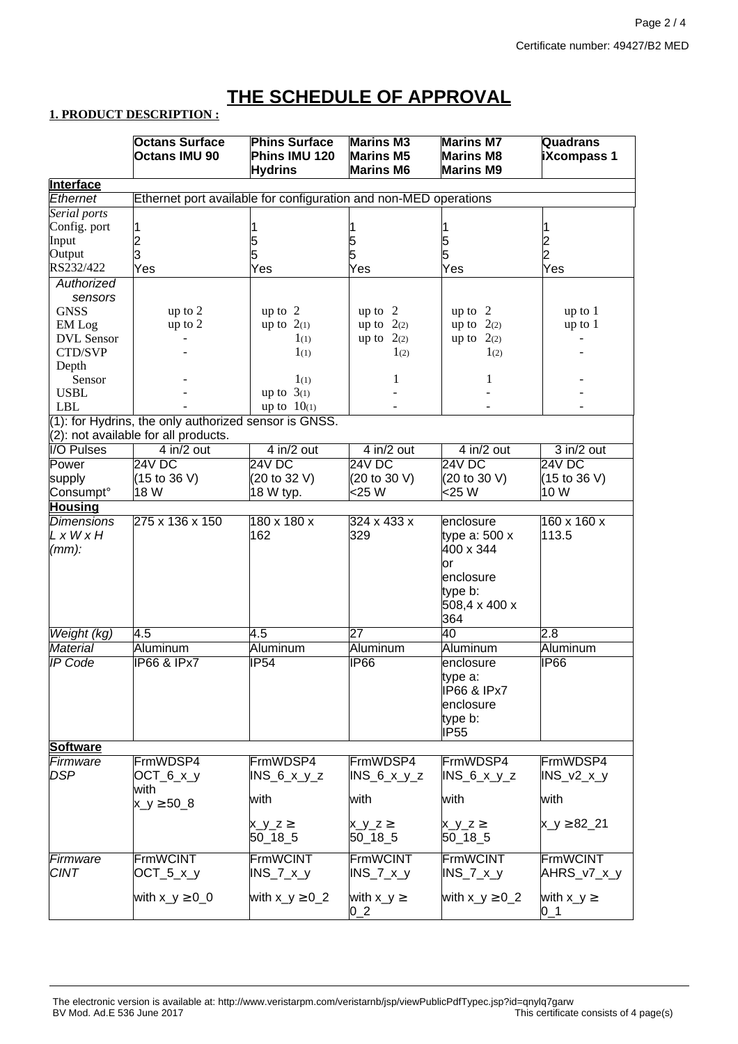# THE SCHEDULE OF APPROVAL

## 1. PRODUCT DESCRIPTION :

| | Octans Surface Octans IMU 90 | Phins Surface Phins IMU 120 Hydrins | Marins M3 Marins M5 Marins M6 | Marins M7 Marins M8 Marins M9 | Quadrans iXcompass 1 |
|---|---|---|---|---|---|
| **Interface** | | | | | |
| *Ethernet* | Ethernet port available for configuration and non-MED operations | | | | |
| *Serial ports* | | | | | |
| Config. port | 1 | 1 | 1 | 1 | 1 |
| Input | 2 | 5 | 5 | 5 | 2 |
| Output | 3 | 5 | 5 | 5 | 2 |
| RS232/422 | Yes | Yes | Yes | Yes | Yes |
| *Authorized sensors* | | | | | |
| GNSS | up to 2 | up to 2 | up to 2 | up to 2 | up to 1 |
| EM Log | up to 2 | up to 2(1) | up to 2(2) | up to 2(2) | up to 1 |
| DVL Sensor | - | 1(1) | up to 2(2) | up to 2(2) | - |
| CTD/SVP | - | 1(1) | 1(2) | 1(2) | - |
| Depth Sensor | - | 1(1) | 1 | 1 | - |
| USBL | - | up to 3(1) | - | - | - |
| LBL | - | up to 10(1) | - | - | - |
| (1): for Hydrins, the only authorized sensor is GNSS.<br>(2): not available for all products. | | | | | |
| I/O Pulses | 4 in/2 out | 4 in/2 out | 4 in/2 out | 4 in/2 out | 3 in/2 out |
| Power supply Consumpt° | 24V DC (15 to 36 V) 18 W | 24V DC (20 to 32 V) 18 W typ. | 24V DC (20 to 30 V) <25 W | 24V DC (20 to 30 V) <25 W | 24V DC (15 to 36 V) 10 W |
| **Housing** | | | | | |
| *Dimensions L x W x H (mm):* | 275 x 136 x 150 | 180 x 180 x 162 | 324 x 433 x 329 | enclosure type a: 500 x 400 x 344 or enclosure type b: 508,4 x 400 x 364 | 160 x 160 x 113.5 |
| *Weight (kg)* | 4.5 | 4.5 | 27 | 40 | 2.8 |
| *Material* | Aluminum | Aluminum | Aluminum | Aluminum | Aluminum |
| *IP Code* | IP66 & IPx7 | IP54 | IP66 | enclosure type a: IP66 & IPx7 enclosure type b: IP55 | IP66 |
| **Software** | | | | | |
| *Firmware DSP* | FrmWDSP4 OCT_6_x_y with x_y ≥50_8 | FrmWDSP4 INS_6_x_y_z with x_y_z ≥ 50_18_5 | FrmWDSP4 INS_6_x_y_z with x_y_z ≥ 50_18_5 | FrmWDSP4 INS_6_x_y_z with x_y_z ≥ 50_18_5 | FrmWDSP4 INS_v2_x_y with x_y ≥82_21 |
| *Firmware CINT* | FrmWCINT OCT_5_x_y with x_y ≥0_0 | FrmWCINT INS_7_x_y with x_y ≥0_2 | FrmWCINT INS_7_x_y with x_y ≥ 0_2 | FrmWCINT INS_7_x_y with x_y ≥0_2 | FrmWCINT AHRS_v7_x_y with x_y ≥ 0_1 |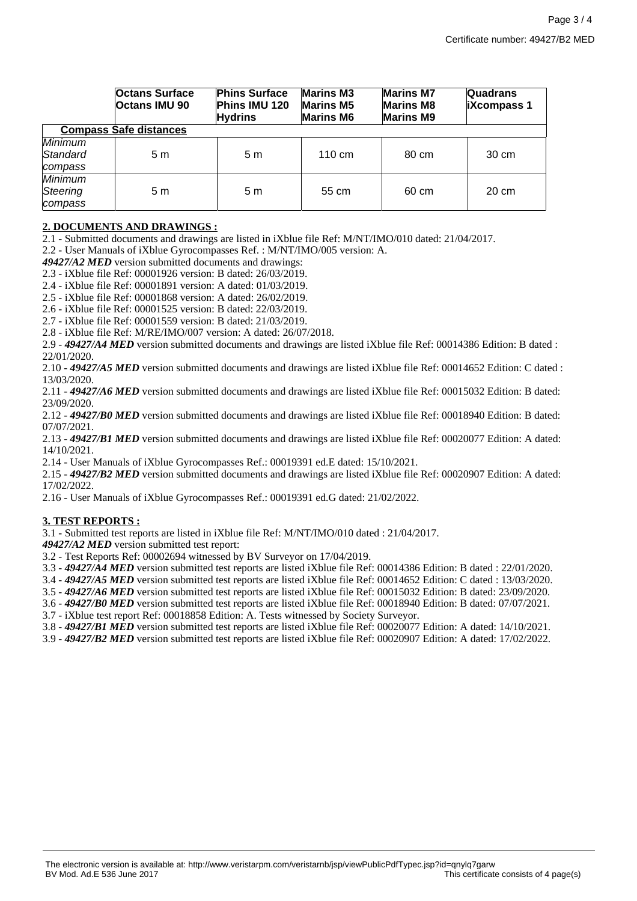| | Octans Surface<br>Octans IMU 90 | Phins Surface<br>Phins IMU 120<br>Hydrins | Marins M3<br>Marins M5<br>Marins M6 | Marins M7<br>Marins M8<br>Marins M9 | Quadrans<br>iXcompass 1 |
|---|---|---|---|---|---|
| **Compass Safe distances** | | | | | |
| *Minimum Standard compass* | 5 m | 5 m | 110 cm | 80 cm | 30 cm |
| *Minimum Steering compass* | 5 m | 5 m | 55 cm | 60 cm | 20 cm |

**2. DOCUMENTS AND DRAWINGS :**

2.1 - Submitted documents and drawings are listed in iXblue file Ref: M/NT/IMO/010 dated: 21/04/2017.

2.2 - User Manuals of iXblue Gyrocompasses Ref. : M/NT/IMO/005 version: A.

***49427/A2 MED*** version submitted documents and drawings:

2.3 - iXblue file Ref: 00001926 version: B dated: 26/03/2019.

2.4 - iXblue file Ref: 00001891 version: A dated: 01/03/2019.

2.5 - iXblue file Ref: 00001868 version: A dated: 26/02/2019.

2.6 - iXblue file Ref: 00001525 version: B dated: 22/03/2019.

2.7 - iXblue file Ref: 00001559 version: B dated: 21/03/2019.

2.8 - iXblue file Ref: M/RE/IMO/007 version: A dated: 26/07/2018.

2.9 - ***49427/A4 MED*** version submitted documents and drawings are listed iXblue file Ref: 00014386 Edition: B dated : 22/01/2020.

2.10 - ***49427/A5 MED*** version submitted documents and drawings are listed iXblue file Ref: 00014652 Edition: C dated : 13/03/2020.

2.11 - ***49427/A6 MED*** version submitted documents and drawings are listed iXblue file Ref: 00015032 Edition: B dated: 23/09/2020.

2.12 - ***49427/B0 MED*** version submitted documents and drawings are listed iXblue file Ref: 00018940 Edition: B dated: 07/07/2021.

2.13 - ***49427/B1 MED*** version submitted documents and drawings are listed iXblue file Ref: 00020077 Edition: A dated: 14/10/2021.

2.14 - User Manuals of iXblue Gyrocompasses Ref.: 00019391 ed.E dated: 15/10/2021.

2.15 - ***49427/B2 MED*** version submitted documents and drawings are listed iXblue file Ref: 00020907 Edition: A dated: 17/02/2022.

2.16 - User Manuals of iXblue Gyrocompasses Ref.: 00019391 ed.G dated: 21/02/2022.

**3. TEST REPORTS :**

3.1 - Submitted test reports are listed in iXblue file Ref: M/NT/IMO/010 dated : 21/04/2017.

***49427/A2 MED*** version submitted test report:

3.2 - Test Reports Ref: 00002694 witnessed by BV Surveyor on 17/04/2019.

3.3 - ***49427/A4 MED*** version submitted test reports are listed iXblue file Ref: 00014386 Edition: B dated : 22/01/2020.

3.4 - ***49427/A5 MED*** version submitted test reports are listed iXblue file Ref: 00014652 Edition: C dated : 13/03/2020.

3.5 - ***49427/A6 MED*** version submitted test reports are listed iXblue file Ref: 00015032 Edition: B dated: 23/09/2020.

3.6 - ***49427/B0 MED*** version submitted test reports are listed iXblue file Ref: 00018940 Edition: B dated: 07/07/2021.

3.7 - iXblue test report Ref: 00018858 Edition: A. Tests witnessed by Society Surveyor.

3.8 - ***49427/B1 MED*** version submitted test reports are listed iXblue file Ref: 00020077 Edition: A dated: 14/10/2021.

3.9 - ***49427/B2 MED*** version submitted test reports are listed iXblue file Ref: 00020907 Edition: A dated: 17/02/2022.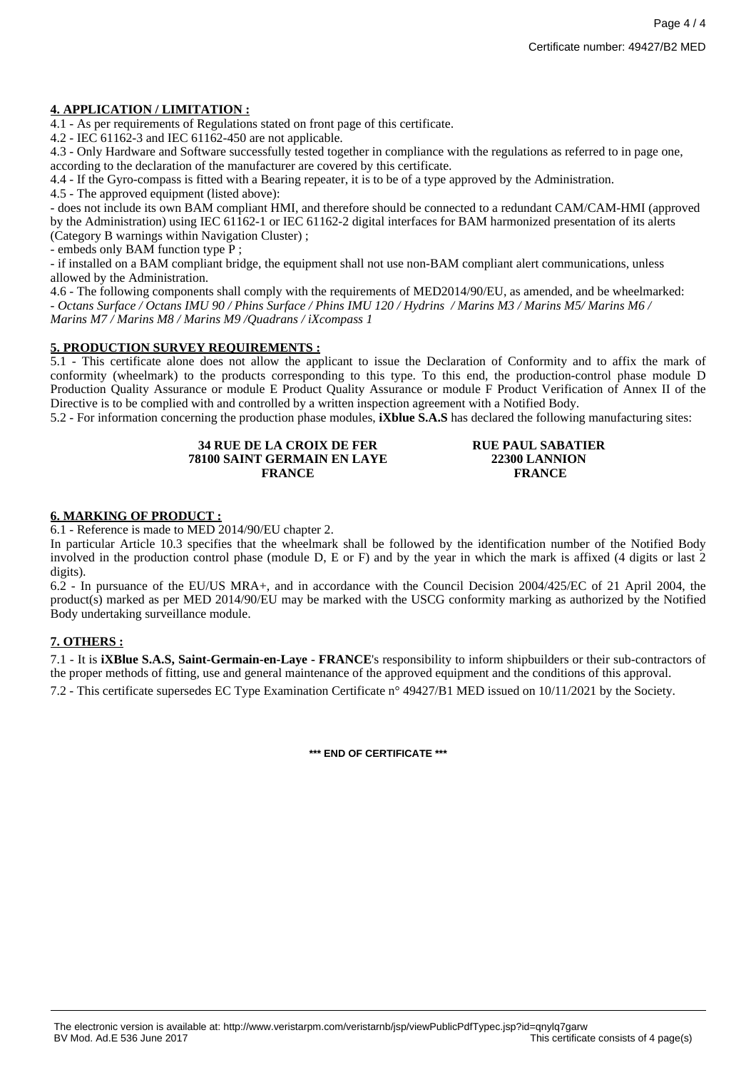**4. APPLICATION / LIMITATION :**

4.1 - As per requirements of Regulations stated on front page of this certificate.

4.2 - IEC 61162-3 and IEC 61162-450 are not applicable.

4.3 - Only Hardware and Software successfully tested together in compliance with the regulations as referred to in page one, according to the declaration of the manufacturer are covered by this certificate.

4.4 - If the Gyro-compass is fitted with a Bearing repeater, it is to be of a type approved by the Administration.

4.5 - The approved equipment (listed above):

- does not include its own BAM compliant HMI, and therefore should be connected to a redundant CAM/CAM-HMI (approved by the Administration) using IEC 61162-1 or IEC 61162-2 digital interfaces for BAM harmonized presentation of its alerts (Category B warnings within Navigation Cluster) ;
- embeds only BAM function type P ;
- if installed on a BAM compliant bridge, the equipment shall not use non-BAM compliant alert communications, unless allowed by the Administration.

4.6 - The following components shall comply with the requirements of MED2014/90/EU, as amended, and be wheelmarked:

- *Octans Surface / Octans IMU 90 / Phins Surface / Phins IMU 120 / Hydrins / Marins M3 / Marins M5/ Marins M6 / Marins M7 / Marins M8 / Marins M9 /Quadrans / iXcompass 1*

**5. PRODUCTION SURVEY REQUIREMENTS :**

5.1 - This certificate alone does not allow the applicant to issue the Declaration of Conformity and to affix the mark of conformity (wheelmark) to the products corresponding to this type. To this end, the production-control phase module D Production Quality Assurance or module E Product Quality Assurance or module F Product Verification of Annex II of the Directive is to be complied with and controlled by a written inspection agreement with a Notified Body.

5.2 - For information concerning the production phase modules, **iXblue S.A.S** has declared the following manufacturing sites:

**34 RUE DE LA CROIX DE FER**
**78100 SAINT GERMAIN EN LAYE**
**FRANCE**

**RUE PAUL SABATIER**
**22300 LANNION**
**FRANCE**

**6. MARKING OF PRODUCT :**

6.1 - Reference is made to MED 2014/90/EU chapter 2.

In particular Article 10.3 specifies that the wheelmark shall be followed by the identification number of the Notified Body involved in the production control phase (module D, E or F) and by the year in which the mark is affixed (4 digits or last 2 digits).

6.2 - In pursuance of the EU/US MRA+, and in accordance with the Council Decision 2004/425/EC of 21 April 2004, the product(s) marked as per MED 2014/90/EU may be marked with the USCG conformity marking as authorized by the Notified Body undertaking surveillance module.

**7. OTHERS :**

7.1 - It is **iXBlue S.A.S, Saint-Germain-en-Laye - FRANCE**'s responsibility to inform shipbuilders or their sub-contractors of the proper methods of fitting, use and general maintenance of the approved equipment and the conditions of this approval.

7.2 - This certificate supersedes EC Type Examination Certificate n° 49427/B1 MED issued on 10/11/2021 by the Society.

**\*\*\* END OF CERTIFICATE \*\*\***

The electronic version is available at: http://www.veristarpm.com/veristarnb/jsp/viewPublicPdfTypec.jsp?id=qnylq7garw
BV Mod. Ad.E 536 June 2017 — This certificate consists of 4 page(s)